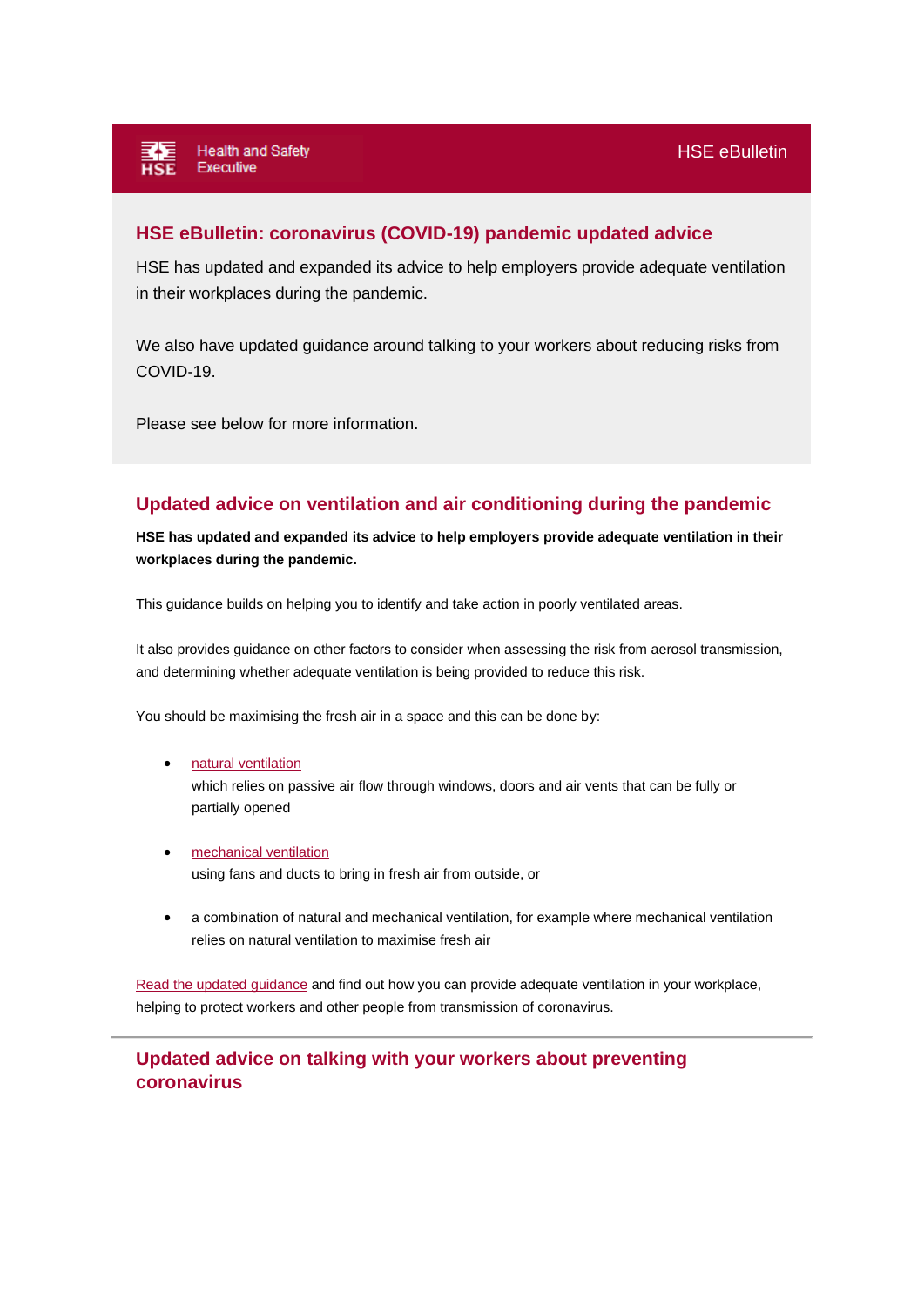Health and Safety Executive

HSE eBulletin

## HSE eBulletin: coronavirus (COVID-19) pandemic updated advice

HSE has updated and expanded its advice to help employers provide adequate ventilation in their workplaces during the pandemic.

We also have updated guidance around talking to your workers about reducing risks from COVID-19.

Please see below for more information.

## Updated advice on ventilation and air conditioning during the pandemic

**HSE has updated and expanded its advice to help employers provide adequate ventilation in their workplaces during the pandemic.**

This guidance builds on helping you to identify and take action in poorly ventilated areas.

It also provides guidance on other factors to consider when assessing the risk from aerosol transmission, and determining whether adequate ventilation is being provided to reduce this risk.

You should be maximising the fresh air in a space and this can be done by:

- natural ventilation
  which relies on passive air flow through windows, doors and air vents that can be fully or partially opened
- mechanical ventilation
  using fans and ducts to bring in fresh air from outside, or
- a combination of natural and mechanical ventilation, for example where mechanical ventilation relies on natural ventilation to maximise fresh air

Read the updated guidance and find out how you can provide adequate ventilation in your workplace, helping to protect workers and other people from transmission of coronavirus.

---

## Updated advice on talking with your workers about preventing coronavirus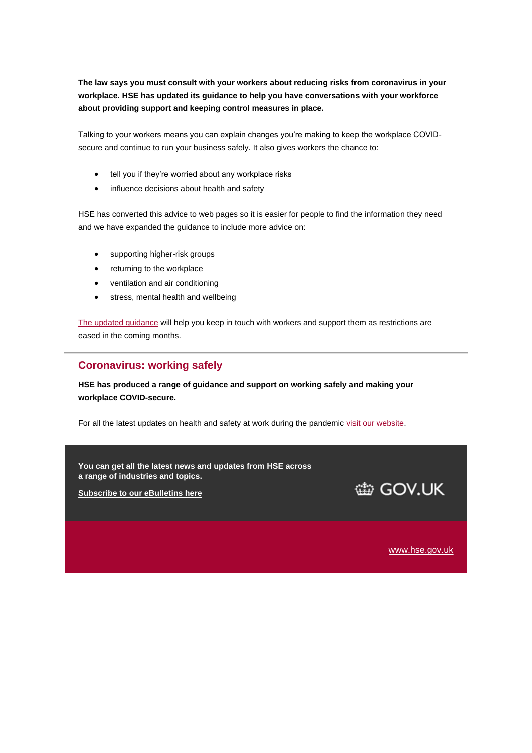**The law says you must consult with your workers about reducing risks from coronavirus in your workplace. HSE has updated its guidance to help you have conversations with your workforce about providing support and keeping control measures in place.**

Talking to your workers means you can explain changes you're making to keep the workplace COVID-secure and continue to run your business safely. It also gives workers the chance to:

- tell you if they're worried about any workplace risks
- influence decisions about health and safety

HSE has converted this advice to web pages so it is easier for people to find the information they need and we have expanded the guidance to include more advice on:

- supporting higher-risk groups
- returning to the workplace
- ventilation and air conditioning
- stress, mental health and wellbeing

The updated guidance will help you keep in touch with workers and support them as restrictions are eased in the coming months.

---

## Coronavirus: working safely

**HSE has produced a range of guidance and support on working safely and making your workplace COVID-secure.**

For all the latest updates on health and safety at work during the pandemic visit our website.

**You can get all the latest news and updates from HSE across a range of industries and topics.**

**Subscribe to our eBulletins here**

GOV.UK

www.hse.gov.uk